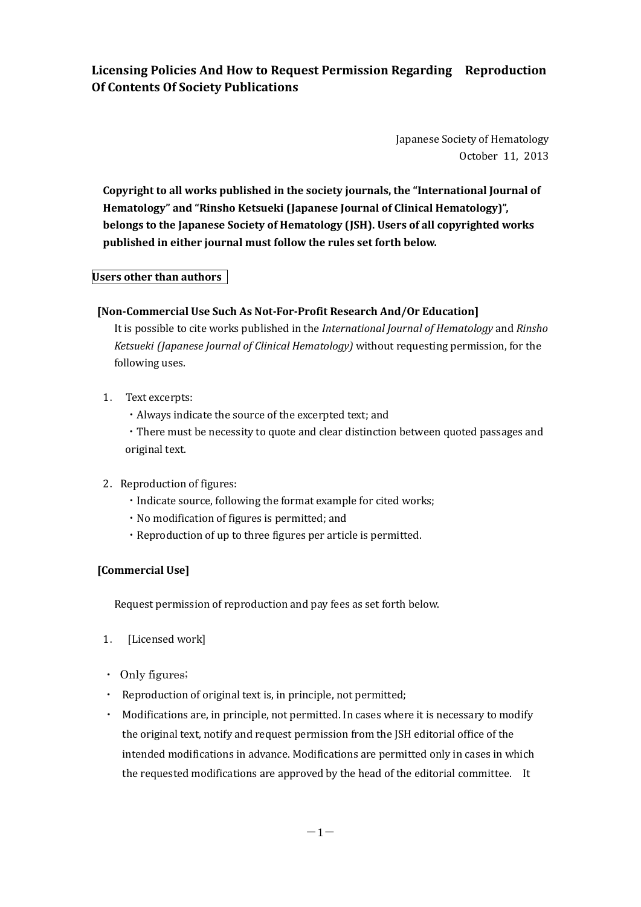# Licensing Policies And How to Request Permission Regarding Reproduction Of Contents Of Society Publications

Japanese Society of Hematology
October 11, 2013

**Copyright to all works published in the society journals, the "International Journal of Hematology" and "Rinsho Ketsueki (Japanese Journal of Clinical Hematology)", belongs to the Japanese Society of Hematology (JSH). Users of all copyrighted works published in either journal must follow the rules set forth below.**

**Users other than authors**

### [Non-Commercial Use Such As Not-For-Profit Research And/Or Education]

It is possible to cite works published in the *International Journal of Hematology* and *Rinsho Ketsueki (Japanese Journal of Clinical Hematology)* without requesting permission, for the following uses.

1. Text excerpts:
   - Always indicate the source of the excerpted text; and
   - There must be necessity to quote and clear distinction between quoted passages and original text.

2. Reproduction of figures:
   - Indicate source, following the format example for cited works;
   - No modification of figures is permitted; and
   - Reproduction of up to three figures per article is permitted.

### [Commercial Use]

Request permission of reproduction and pay fees as set forth below.

1. [Licensed work]

- Only figures;
- Reproduction of original text is, in principle, not permitted;
- Modifications are, in principle, not permitted. In cases where it is necessary to modify the original text, notify and request permission from the JSH editorial office of the intended modifications in advance. Modifications are permitted only in cases in which the requested modifications are approved by the head of the editorial committee. It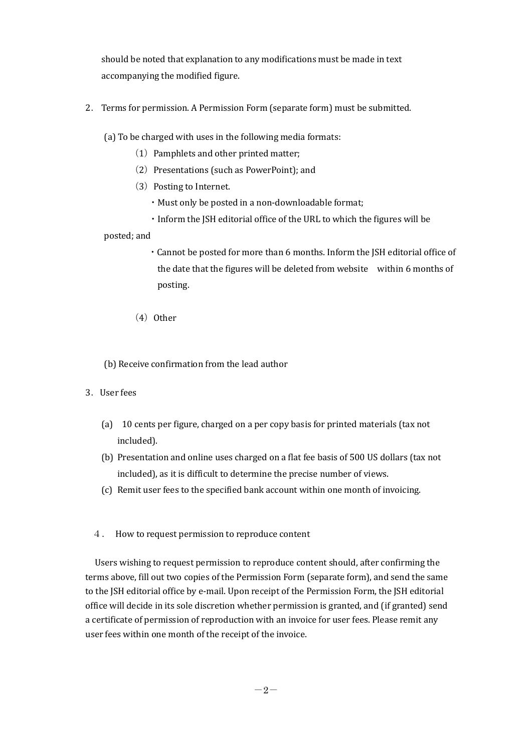should be noted that explanation to any modifications must be made in text accompanying the modified figure.

2. Terms for permission. A Permission Form (separate form) must be submitted.

(a) To be charged with uses in the following media formats:

（1）Pamphlets and other printed matter;

（2）Presentations (such as PowerPoint); and

（3）Posting to Internet.

- Must only be posted in a non-downloadable format;
- Inform the JSH editorial office of the URL to which the figures will be posted; and
- Cannot be posted for more than 6 months. Inform the JSH editorial office of the date that the figures will be deleted from website within 6 months of posting.

（4）Other

(b) Receive confirmation from the lead author

3. User fees

(a) 10 cents per figure, charged on a per copy basis for printed materials (tax not included).

(b) Presentation and online uses charged on a flat fee basis of 500 US dollars (tax not included), as it is difficult to determine the precise number of views.

(c) Remit user fees to the specified bank account within one month of invoicing.

４. How to request permission to reproduce content

Users wishing to request permission to reproduce content should, after confirming the terms above, fill out two copies of the Permission Form (separate form), and send the same to the JSH editorial office by e-mail. Upon receipt of the Permission Form, the JSH editorial office will decide in its sole discretion whether permission is granted, and (if granted) send a certificate of permission of reproduction with an invoice for user fees. Please remit any user fees within one month of the receipt of the invoice.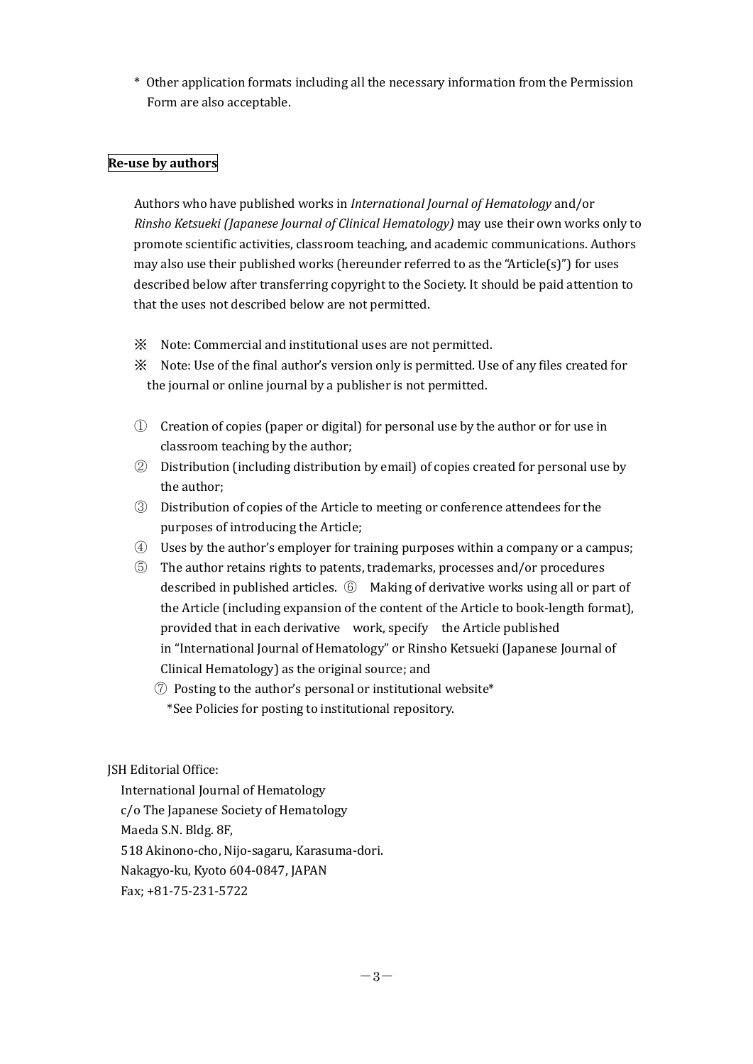\* Other application formats including all the necessary information from the Permission Form are also acceptable.

**Re-use by authors**

Authors who have published works in *International Journal of Hematology* and/or *Rinsho Ketsueki (Japanese Journal of Clinical Hematology)* may use their own works only to promote scientific activities, classroom teaching, and academic communications. Authors may also use their published works (hereunder referred to as the "Article(s)") for uses described below after transferring copyright to the Society. It should be paid attention to that the uses not described below are not permitted.

※ Note: Commercial and institutional uses are not permitted.

※ Note: Use of the final author's version only is permitted. Use of any files created for the journal or online journal by a publisher is not permitted.

① Creation of copies (paper or digital) for personal use by the author or for use in classroom teaching by the author;

② Distribution (including distribution by email) of copies created for personal use by the author;

③ Distribution of copies of the Article to meeting or conference attendees for the purposes of introducing the Article;

④ Uses by the author's employer for training purposes within a company or a campus;

⑤ The author retains rights to patents, trademarks, processes and/or procedures described in published articles. ⑥ Making of derivative works using all or part of the Article (including expansion of the content of the Article to book-length format), provided that in each derivative work, specify the Article published in "International Journal of Hematology" or Rinsho Ketsueki (Japanese Journal of Clinical Hematology) as the original source; and

⑦ Posting to the author's personal or institutional website*

\*See Policies for posting to institutional repository.

JSH Editorial Office:

International Journal of Hematology
c/o The Japanese Society of Hematology
Maeda S.N. Bldg. 8F,
518 Akinono-cho, Nijo-sagaru, Karasuma-dori.
Nakagyo-ku, Kyoto 604-0847, JAPAN
Fax; +81-75-231-5722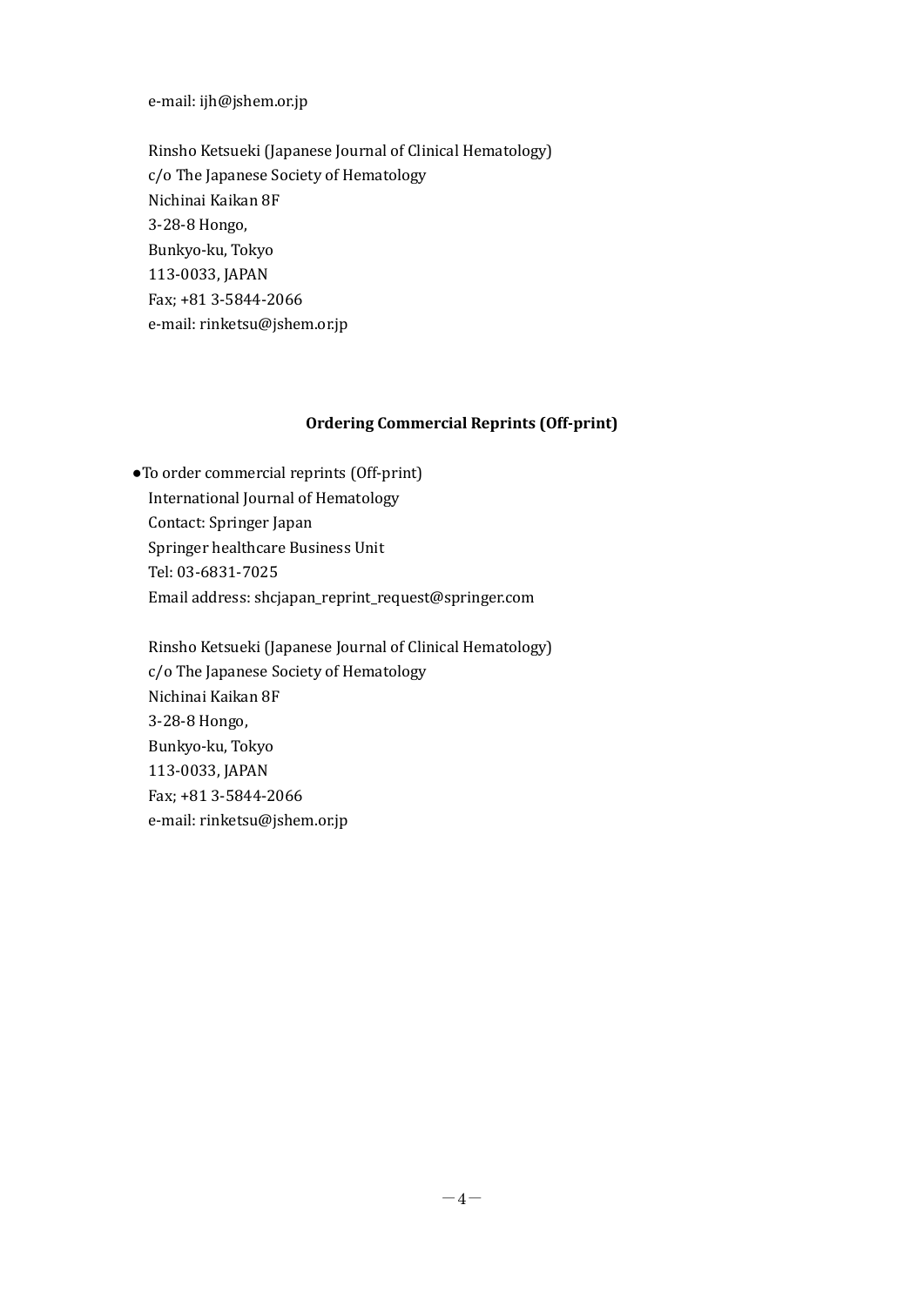e-mail: ijh@jshem.or.jp

Rinsho Ketsueki (Japanese Journal of Clinical Hematology)
c/o The Japanese Society of Hematology
Nichinai Kaikan 8F
3-28-8 Hongo,
Bunkyo-ku, Tokyo
113-0033, JAPAN
Fax; +81 3-5844-2066
e-mail: rinketsu@jshem.or.jp

**Ordering Commercial Reprints (Off-print)**

●To order commercial reprints (Off-print)
International Journal of Hematology
Contact: Springer Japan
Springer healthcare Business Unit
Tel: 03-6831-7025
Email address: shcjapan_reprint_request@springer.com

Rinsho Ketsueki (Japanese Journal of Clinical Hematology)
c/o The Japanese Society of Hematology
Nichinai Kaikan 8F
3-28-8 Hongo,
Bunkyo-ku, Tokyo
113-0033, JAPAN
Fax; +81 3-5844-2066
e-mail: rinketsu@jshem.or.jp